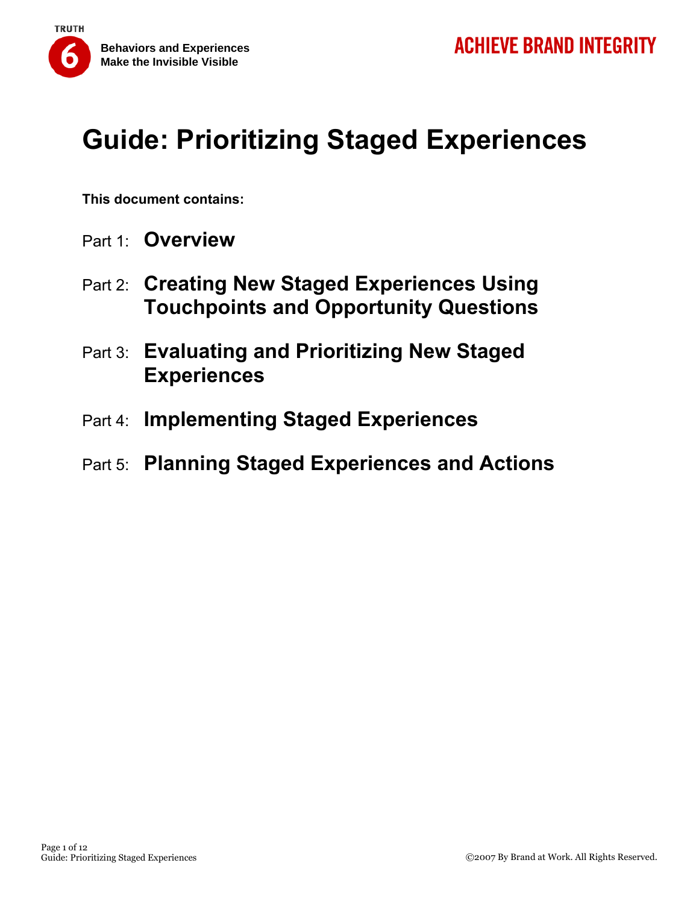TRUTH 6 — Behaviors and Experiences Make the Invisible Visible

ACHIEVE BRAND INTEGRITY

# Guide: Prioritizing Staged Experiences

**This document contains:**

Part 1: **Overview**

Part 2: **Creating New Staged Experiences Using Touchpoints and Opportunity Questions**

Part 3: **Evaluating and Prioritizing New Staged Experiences**

Part 4: **Implementing Staged Experiences**

Part 5: **Planning Staged Experiences and Actions**

©2007 By Brand at Work. All Rights Reserved.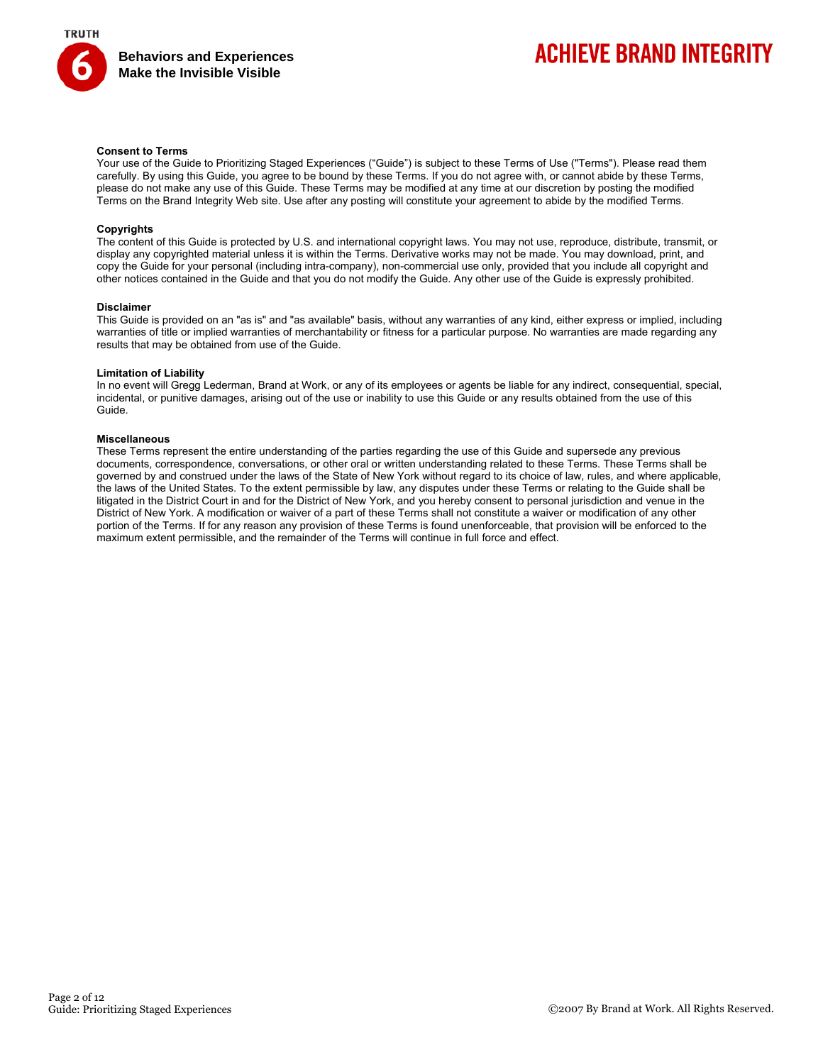**Consent to Terms**

Your use of the Guide to Prioritizing Staged Experiences (“Guide”) is subject to these Terms of Use ("Terms"). Please read them carefully. By using this Guide, you agree to be bound by these Terms. If you do not agree with, or cannot abide by these Terms, please do not make any use of this Guide. These Terms may be modified at any time at our discretion by posting the modified Terms on the Brand Integrity Web site. Use after any posting will constitute your agreement to abide by the modified Terms.

**Copyrights**

The content of this Guide is protected by U.S. and international copyright laws. You may not use, reproduce, distribute, transmit, or display any copyrighted material unless it is within the Terms. Derivative works may not be made. You may download, print, and copy the Guide for your personal (including intra-company), non-commercial use only, provided that you include all copyright and other notices contained in the Guide and that you do not modify the Guide. Any other use of the Guide is expressly prohibited.

**Disclaimer**

This Guide is provided on an "as is" and "as available" basis, without any warranties of any kind, either express or implied, including warranties of title or implied warranties of merchantability or fitness for a particular purpose. No warranties are made regarding any results that may be obtained from use of the Guide.

**Limitation of Liability**

In no event will Gregg Lederman, Brand at Work, or any of its employees or agents be liable for any indirect, consequential, special, incidental, or punitive damages, arising out of the use or inability to use this Guide or any results obtained from the use of this Guide.

**Miscellaneous**

These Terms represent the entire understanding of the parties regarding the use of this Guide and supersede any previous documents, correspondence, conversations, or other oral or written understanding related to these Terms. These Terms shall be governed by and construed under the laws of the State of New York without regard to its choice of law, rules, and where applicable, the laws of the United States. To the extent permissible by law, any disputes under these Terms or relating to the Guide shall be litigated in the District Court in and for the District of New York, and you hereby consent to personal jurisdiction and venue in the District of New York. A modification or waiver of a part of these Terms shall not constitute a waiver or modification of any other portion of the Terms. If for any reason any provision of these Terms is found unenforceable, that provision will be enforced to the maximum extent permissible, and the remainder of the Terms will continue in full force and effect.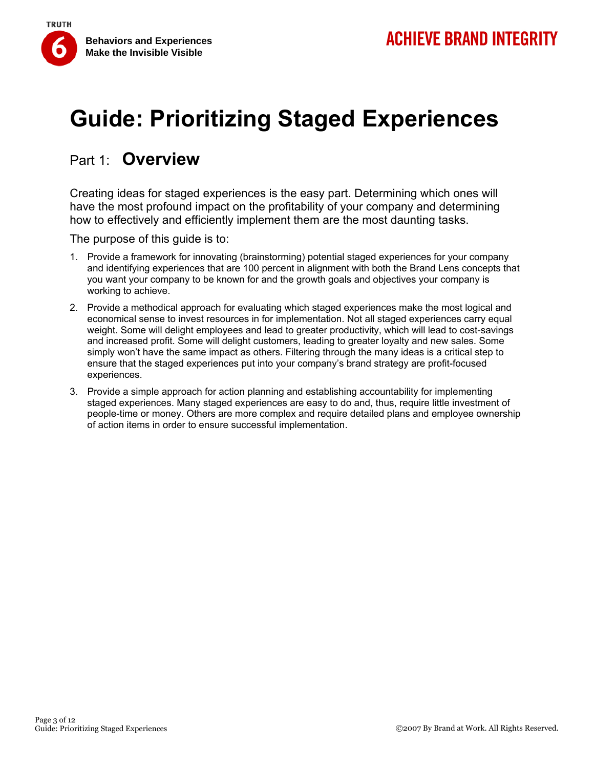# Guide: Prioritizing Staged Experiences

## Part 1: **Overview**

Creating ideas for staged experiences is the easy part. Determining which ones will have the most profound impact on the profitability of your company and determining how to effectively and efficiently implement them are the most daunting tasks.

The purpose of this guide is to:

1. Provide a framework for innovating (brainstorming) potential staged experiences for your company and identifying experiences that are 100 percent in alignment with both the Brand Lens concepts that you want your company to be known for and the growth goals and objectives your company is working to achieve.
2. Provide a methodical approach for evaluating which staged experiences make the most logical and economical sense to invest resources in for implementation. Not all staged experiences carry equal weight. Some will delight employees and lead to greater productivity, which will lead to cost-savings and increased profit. Some will delight customers, leading to greater loyalty and new sales. Some simply won't have the same impact as others. Filtering through the many ideas is a critical step to ensure that the staged experiences put into your company's brand strategy are profit-focused experiences.
3. Provide a simple approach for action planning and establishing accountability for implementing staged experiences. Many staged experiences are easy to do and, thus, require little investment of people-time or money. Others are more complex and require detailed plans and employee ownership of action items in order to ensure successful implementation.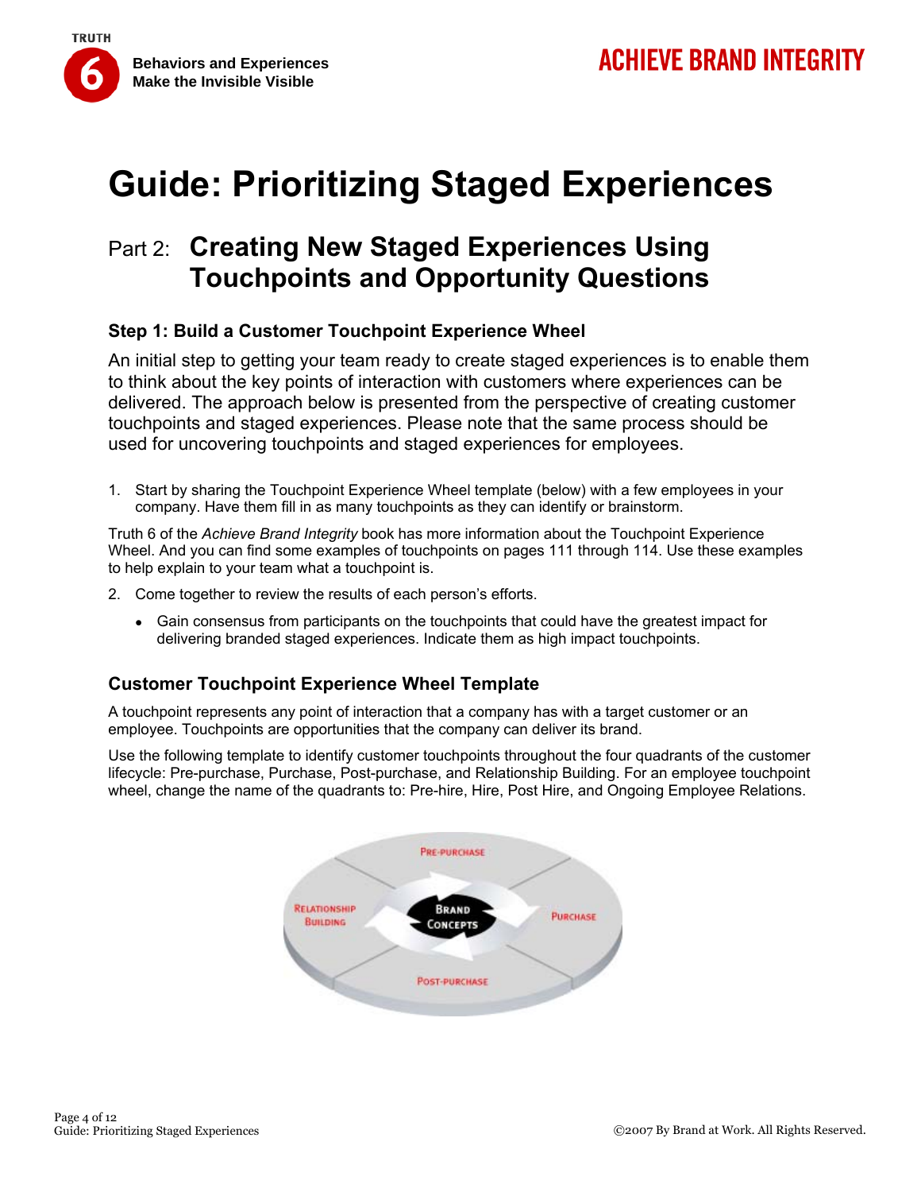# Guide: Prioritizing Staged Experiences

## Part 2: Creating New Staged Experiences Using Touchpoints and Opportunity Questions

### Step 1: Build a Customer Touchpoint Experience Wheel

An initial step to getting your team ready to create staged experiences is to enable them to think about the key points of interaction with customers where experiences can be delivered. The approach below is presented from the perspective of creating customer touchpoints and staged experiences. Please note that the same process should be used for uncovering touchpoints and staged experiences for employees.

1. Start by sharing the Touchpoint Experience Wheel template (below) with a few employees in your company. Have them fill in as many touchpoints as they can identify or brainstorm.

Truth 6 of the *Achieve Brand Integrity* book has more information about the Touchpoint Experience Wheel. And you can find some examples of touchpoints on pages 111 through 114. Use these examples to help explain to your team what a touchpoint is.

2. Come together to review the results of each person's efforts.
   - Gain consensus from participants on the touchpoints that could have the greatest impact for delivering branded staged experiences. Indicate them as high impact touchpoints.

### Customer Touchpoint Experience Wheel Template

A touchpoint represents any point of interaction that a company has with a target customer or an employee. Touchpoints are opportunities that the company can deliver its brand.

Use the following template to identify customer touchpoints throughout the four quadrants of the customer lifecycle: Pre-purchase, Purchase, Post-purchase, and Relationship Building. For an employee touchpoint wheel, change the name of the quadrants to: Pre-hire, Hire, Post Hire, and Ongoing Employee Relations.

Pre-Purchase

Relationship Building | Brand Concepts | Purchase

Post-Purchase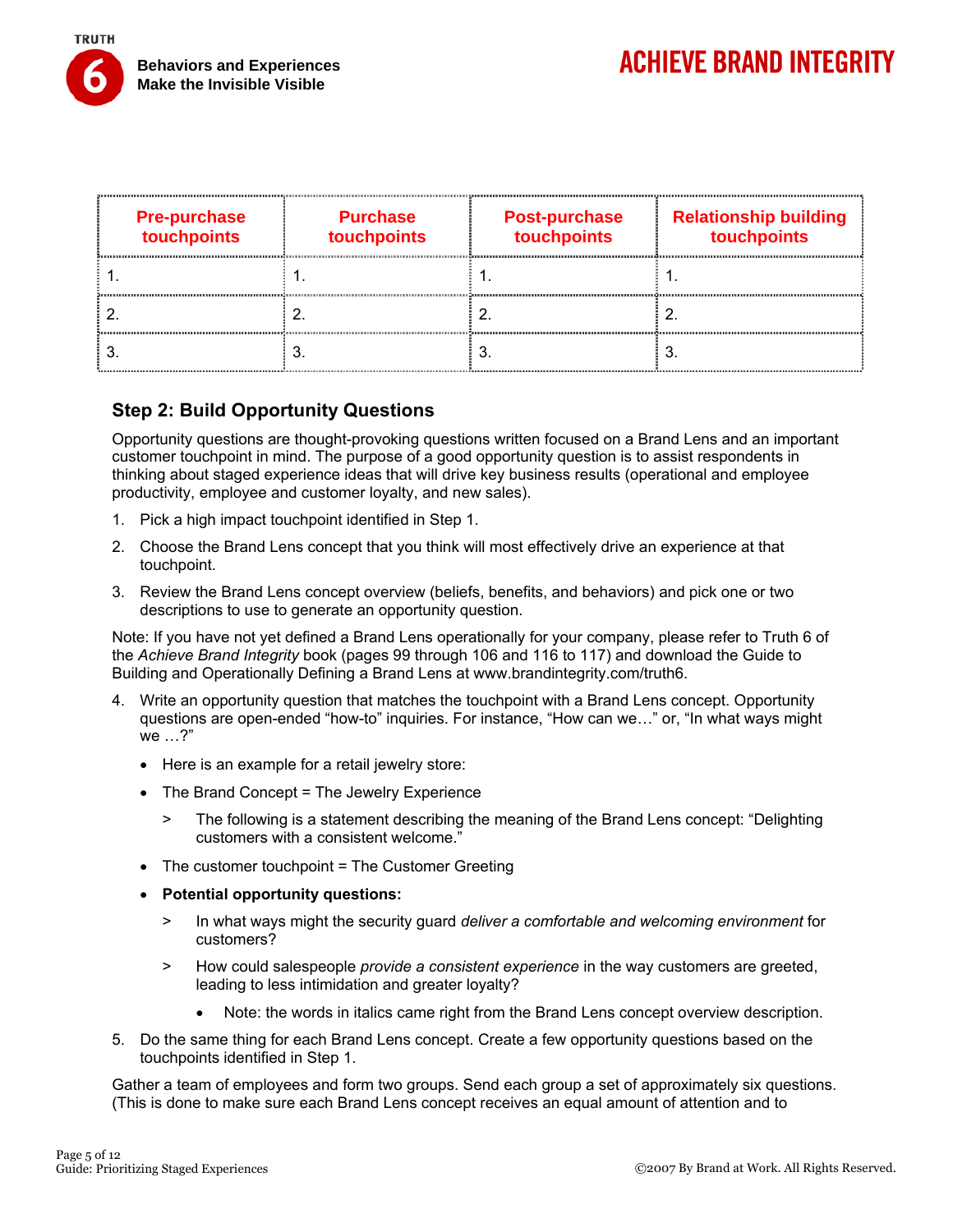| Pre-purchase touchpoints | Purchase touchpoints | Post-purchase touchpoints | Relationship building touchpoints |
|---|---|---|---|
| 1. | 1. | 1. | 1. |
| 2. | 2. | 2. | 2. |
| 3. | 3. | 3. | 3. |

## Step 2: Build Opportunity Questions

Opportunity questions are thought-provoking questions written focused on a Brand Lens and an important customer touchpoint in mind. The purpose of a good opportunity question is to assist respondents in thinking about staged experience ideas that will drive key business results (operational and employee productivity, employee and customer loyalty, and new sales).

1. Pick a high impact touchpoint identified in Step 1.
2. Choose the Brand Lens concept that you think will most effectively drive an experience at that touchpoint.
3. Review the Brand Lens concept overview (beliefs, benefits, and behaviors) and pick one or two descriptions to use to generate an opportunity question.

Note: If you have not yet defined a Brand Lens operationally for your company, please refer to Truth 6 of the *Achieve Brand Integrity* book (pages 99 through 106 and 116 to 117) and download the Guide to Building and Operationally Defining a Brand Lens at www.brandintegrity.com/truth6.

4. Write an opportunity question that matches the touchpoint with a Brand Lens concept. Opportunity questions are open-ended "how-to" inquiries. For instance, "How can we…" or, "In what ways might we …?"
   - Here is an example for a retail jewelry store:
   - The Brand Concept = The Jewelry Experience
     > The following is a statement describing the meaning of the Brand Lens concept: "Delighting customers with a consistent welcome."
   - The customer touchpoint = The Customer Greeting
   - **Potential opportunity questions:**
     > In what ways might the security guard *deliver a comfortable and welcoming environment* for customers?
     
     > How could salespeople *provide a consistent experience* in the way customers are greeted, leading to less intimidation and greater loyalty?
       - Note: the words in italics came right from the Brand Lens concept overview description.
5. Do the same thing for each Brand Lens concept. Create a few opportunity questions based on the touchpoints identified in Step 1.

Gather a team of employees and form two groups. Send each group a set of approximately six questions. (This is done to make sure each Brand Lens concept receives an equal amount of attention and to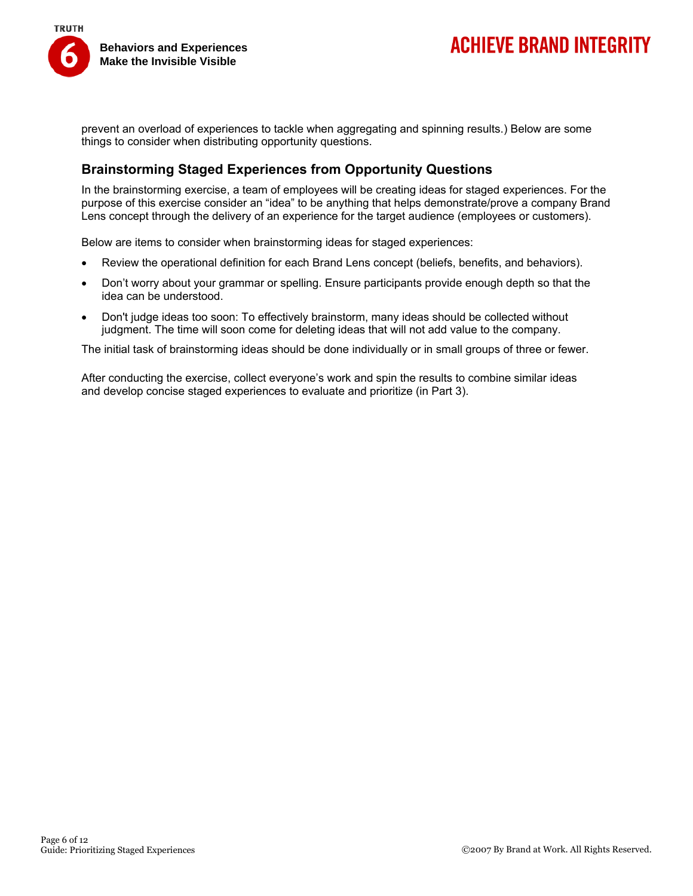prevent an overload of experiences to tackle when aggregating and spinning results.) Below are some things to consider when distributing opportunity questions.

## Brainstorming Staged Experiences from Opportunity Questions

In the brainstorming exercise, a team of employees will be creating ideas for staged experiences. For the purpose of this exercise consider an "idea" to be anything that helps demonstrate/prove a company Brand Lens concept through the delivery of an experience for the target audience (employees or customers).

Below are items to consider when brainstorming ideas for staged experiences:

- Review the operational definition for each Brand Lens concept (beliefs, benefits, and behaviors).
- Don't worry about your grammar or spelling. Ensure participants provide enough depth so that the idea can be understood.
- Don't judge ideas too soon: To effectively brainstorm, many ideas should be collected without judgment. The time will soon come for deleting ideas that will not add value to the company.

The initial task of brainstorming ideas should be done individually or in small groups of three or fewer.

After conducting the exercise, collect everyone's work and spin the results to combine similar ideas and develop concise staged experiences to evaluate and prioritize (in Part 3).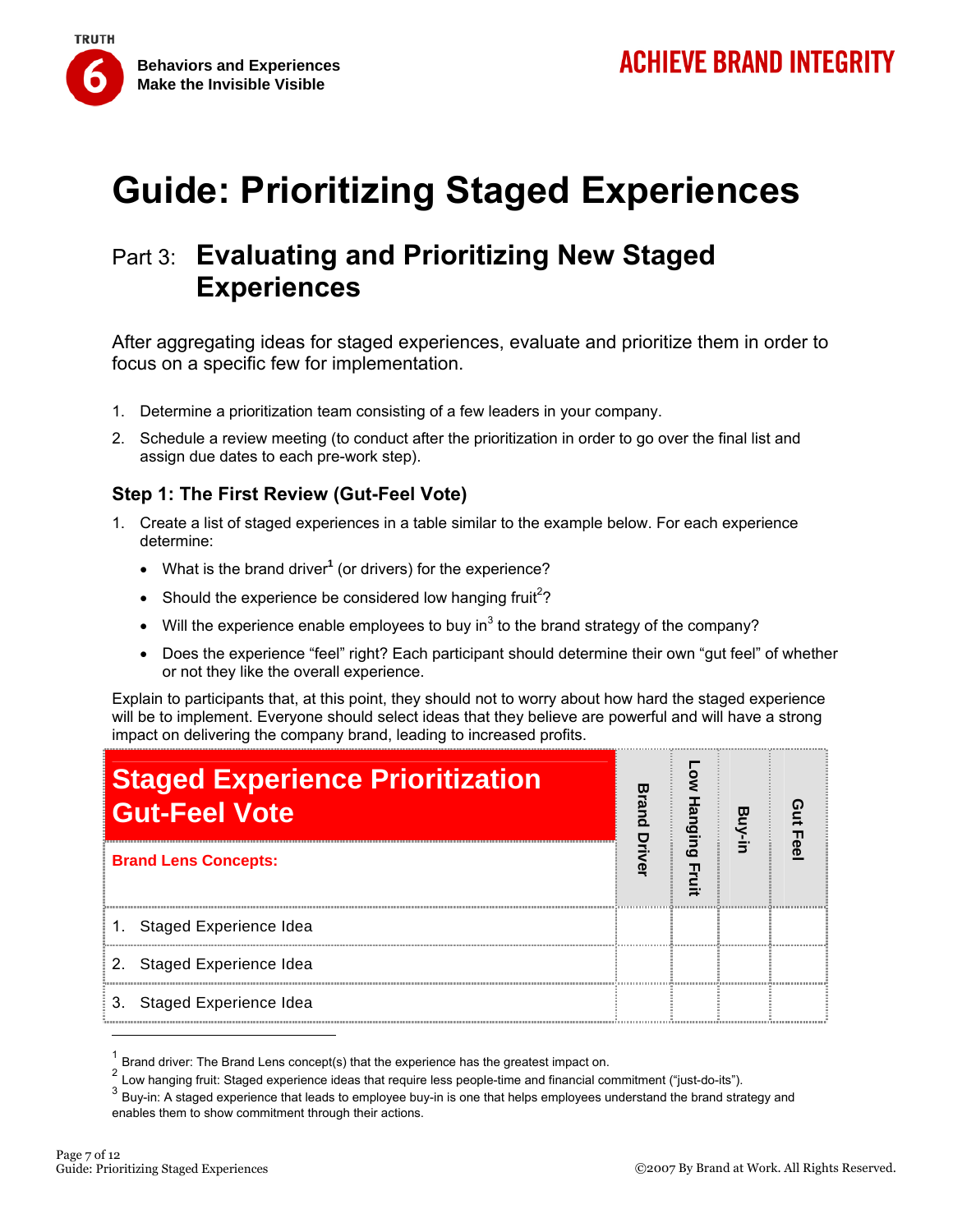# Guide: Prioritizing Staged Experiences

## Part 3: Evaluating and Prioritizing New Staged Experiences

After aggregating ideas for staged experiences, evaluate and prioritize them in order to focus on a specific few for implementation.

1. Determine a prioritization team consisting of a few leaders in your company.
2. Schedule a review meeting (to conduct after the prioritization in order to go over the final list and assign due dates to each pre-work step).

### Step 1: The First Review (Gut-Feel Vote)

1. Create a list of staged experiences in a table similar to the example below. For each experience determine:
   - What is the brand driver[1] (or drivers) for the experience?
   - Should the experience be considered low hanging fruit[2]?
   - Will the experience enable employees to buy in[3] to the brand strategy of the company?
   - Does the experience "feel" right? Each participant should determine their own "gut feel" of whether or not they like the overall experience.

Explain to participants that, at this point, they should not to worry about how hard the staged experience will be to implement. Everyone should select ideas that they believe are powerful and will have a strong impact on delivering the company brand, leading to increased profits.

| **Staged Experience Prioritization Gut-Feel Vote**<br>**Brand Lens Concepts:** | Brand Driver | Low Hanging Fruit | Buy-in | Gut Feel |
|---|---|---|---|---|
| 1. Staged Experience Idea | | | | |
| 2. Staged Experience Idea | | | | |
| 3. Staged Experience Idea | | | | |

[1] Brand driver: The Brand Lens concept(s) that the experience has the greatest impact on.

[2] Low hanging fruit: Staged experience ideas that require less people-time and financial commitment ("just-do-its").

[3] Buy-in: A staged experience that leads to employee buy-in is one that helps employees understand the brand strategy and enables them to show commitment through their actions.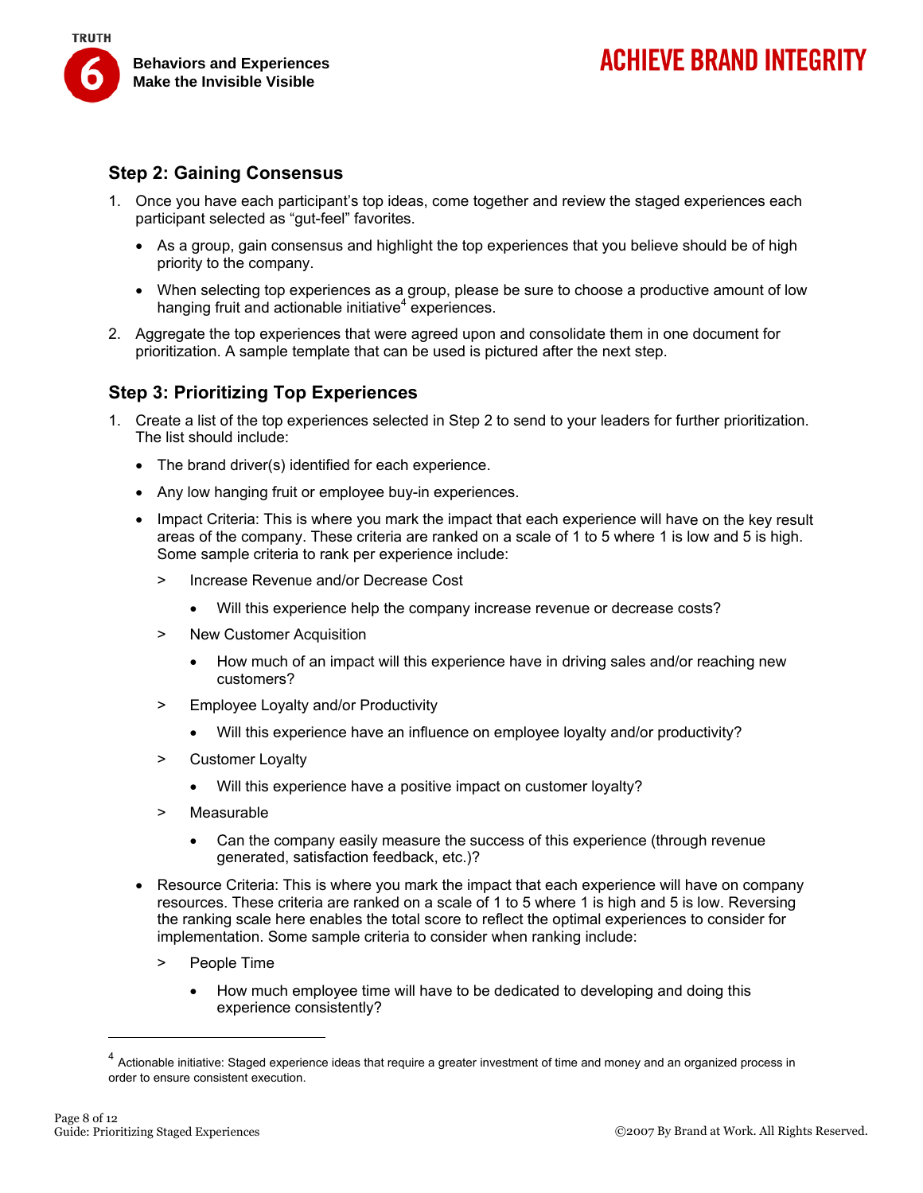## Step 2: Gaining Consensus

1. Once you have each participant's top ideas, come together and review the staged experiences each participant selected as "gut-feel" favorites.
   - As a group, gain consensus and highlight the top experiences that you believe should be of high priority to the company.
   - When selecting top experiences as a group, please be sure to choose a productive amount of low hanging fruit and actionable initiative[4] experiences.
2. Aggregate the top experiences that were agreed upon and consolidate them in one document for prioritization. A sample template that can be used is pictured after the next step.

## Step 3: Prioritizing Top Experiences

1. Create a list of the top experiences selected in Step 2 to send to your leaders for further prioritization. The list should include:
   - The brand driver(s) identified for each experience.
   - Any low hanging fruit or employee buy-in experiences.
   - Impact Criteria: This is where you mark the impact that each experience will have on the key result areas of the company. These criteria are ranked on a scale of 1 to 5 where 1 is low and 5 is high. Some sample criteria to rank per experience include:
     > Increase Revenue and/or Decrease Cost
     - Will this experience help the company increase revenue or decrease costs?

     > New Customer Acquisition
     - How much of an impact will this experience have in driving sales and/or reaching new customers?

     > Employee Loyalty and/or Productivity
     - Will this experience have an influence on employee loyalty and/or productivity?

     > Customer Loyalty
     - Will this experience have a positive impact on customer loyalty?

     > Measurable
     - Can the company easily measure the success of this experience (through revenue generated, satisfaction feedback, etc.)?
   - Resource Criteria: This is where you mark the impact that each experience will have on company resources. These criteria are ranked on a scale of 1 to 5 where 1 is high and 5 is low. Reversing the ranking scale here enables the total score to reflect the optimal experiences to consider for implementation. Some sample criteria to consider when ranking include:
     > People Time
     - How much employee time will have to be dedicated to developing and doing this experience consistently?

---

[4] Actionable initiative: Staged experience ideas that require a greater investment of time and money and an organized process in order to ensure consistent execution.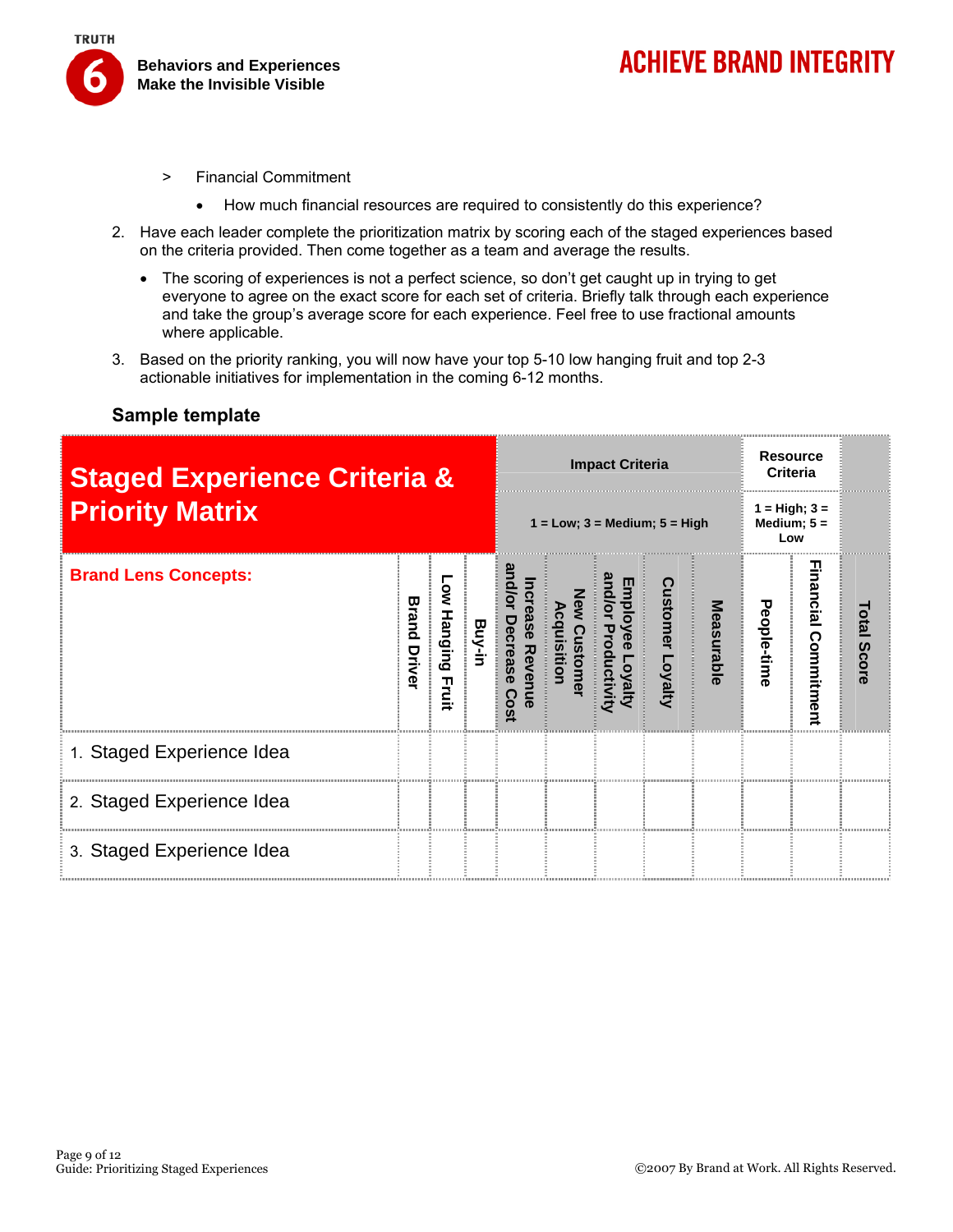> Financial Commitment

- How much financial resources are required to consistently do this experience?

2. Have each leader complete the prioritization matrix by scoring each of the staged experiences based on the criteria provided. Then come together as a team and average the results.
   - The scoring of experiences is not a perfect science, so don't get caught up in trying to get everyone to agree on the exact score for each set of criteria. Briefly talk through each experience and take the group's average score for each experience. Feel free to use fractional amounts where applicable.
3. Based on the priority ranking, you will now have your top 5-10 low hanging fruit and top 2-3 actionable initiatives for implementation in the coming 6-12 months.

### Sample template

| Staged Experience Criteria & Priority Matrix | | | | Impact Criteria<br>1 = Low; 3 = Medium; 5 = High | | | | | Resource Criteria<br>1 = High; 3 = Medium; 5 = Low | | |
|---|---|---|---|---|---|---|---|---|---|---|---|
| **Brand Lens Concepts:** | Brand Driver | Low Hanging Fruit | Buy-in | Increase Revenue and/or Decrease Cost | New Customer Acquisition | Employee Loyalty and/or Productivity | Customer Loyalty | Measurable | People-time | Financial Commitment | Total Score |
| 1. Staged Experience Idea | | | | | | | | | | | |
| 2. Staged Experience Idea | | | | | | | | | | | |
| 3. Staged Experience Idea | | | | | | | | | | | |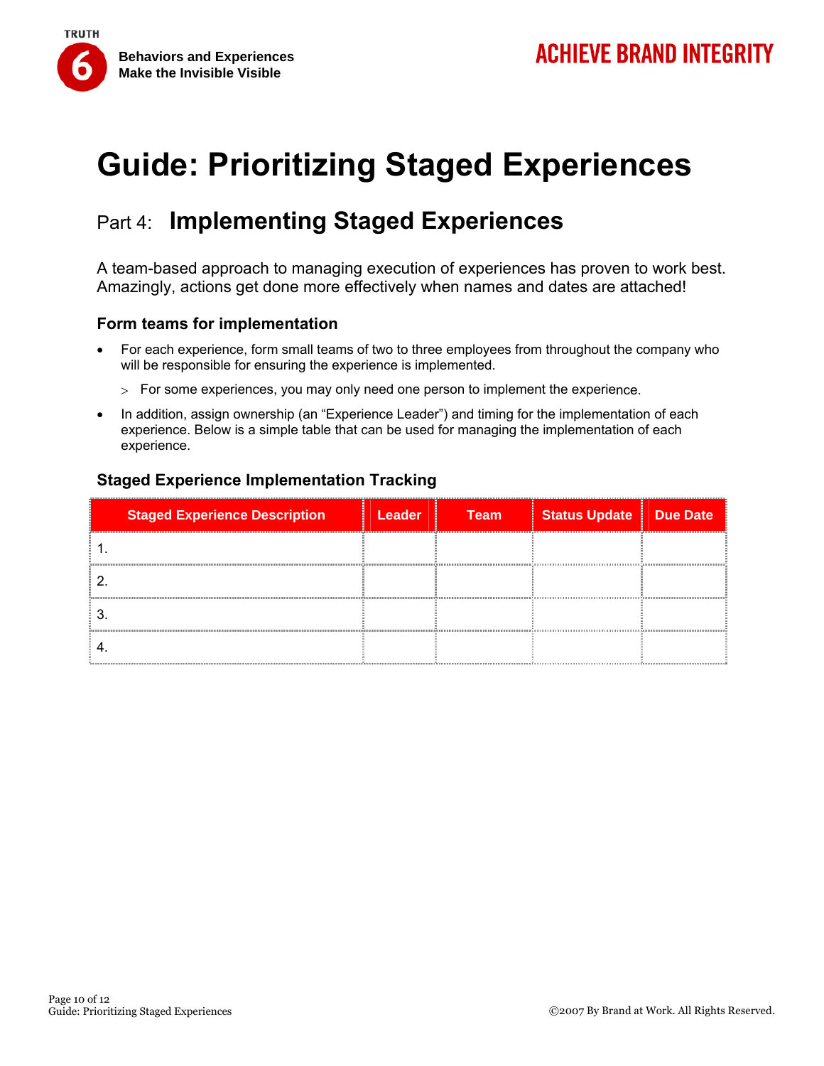# Guide: Prioritizing Staged Experiences

## Part 4: Implementing Staged Experiences

A team-based approach to managing execution of experiences has proven to work best. Amazingly, actions get done more effectively when names and dates are attached!

### Form teams for implementation

- For each experience, form small teams of two to three employees from throughout the company who will be responsible for ensuring the experience is implemented.
  - For some experiences, you may only need one person to implement the experience.
- In addition, assign ownership (an "Experience Leader") and timing for the implementation of each experience. Below is a simple table that can be used for managing the implementation of each experience.

### Staged Experience Implementation Tracking

| Staged Experience Description | Leader | Team | Status Update | Due Date |
|---|---|---|---|---|
| 1. | | | | |
| 2. | | | | |
| 3. | | | | |
| 4. | | | | |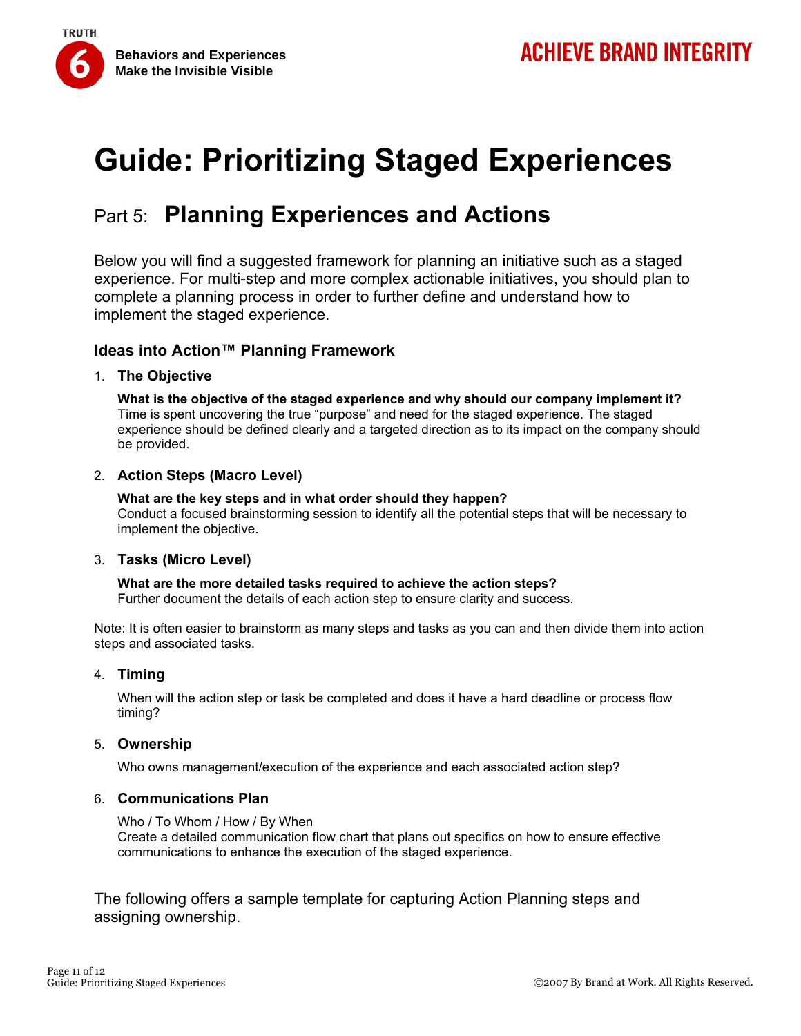# Guide: Prioritizing Staged Experiences

## Part 5: Planning Experiences and Actions

Below you will find a suggested framework for planning an initiative such as a staged experience. For multi-step and more complex actionable initiatives, you should plan to complete a planning process in order to further define and understand how to implement the staged experience.

### Ideas into Action™ Planning Framework

1. **The Objective**

   **What is the objective of the staged experience and why should our company implement it?**
   Time is spent uncovering the true "purpose" and need for the staged experience. The staged experience should be defined clearly and a targeted direction as to its impact on the company should be provided.

2. **Action Steps (Macro Level)**

   **What are the key steps and in what order should they happen?**
   Conduct a focused brainstorming session to identify all the potential steps that will be necessary to implement the objective.

3. **Tasks (Micro Level)**

   **What are the more detailed tasks required to achieve the action steps?**
   Further document the details of each action step to ensure clarity and success.

Note: It is often easier to brainstorm as many steps and tasks as you can and then divide them into action steps and associated tasks.

4. **Timing**

   When will the action step or task be completed and does it have a hard deadline or process flow timing?

5. **Ownership**

   Who owns management/execution of the experience and each associated action step?

6. **Communications Plan**

   Who / To Whom / How / By When
   Create a detailed communication flow chart that plans out specifics on how to ensure effective communications to enhance the execution of the staged experience.

The following offers a sample template for capturing Action Planning steps and assigning ownership.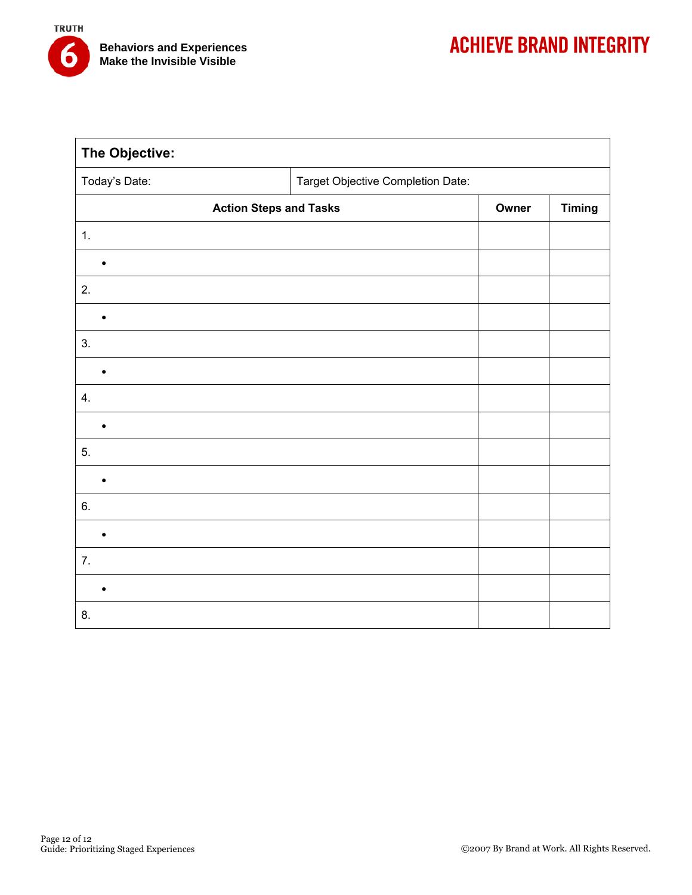| The Objective: | | |
|---|---|---|
| Today's Date: | Target Objective Completion Date: | |
| **Action Steps and Tasks** | **Owner** | **Timing** |
| 1. | | |
| • | | |
| 2. | | |
| • | | |
| 3. | | |
| • | | |
| 4. | | |
| • | | |
| 5. | | |
| • | | |
| 6. | | |
| • | | |
| 7. | | |
| • | | |
| 8. | | |